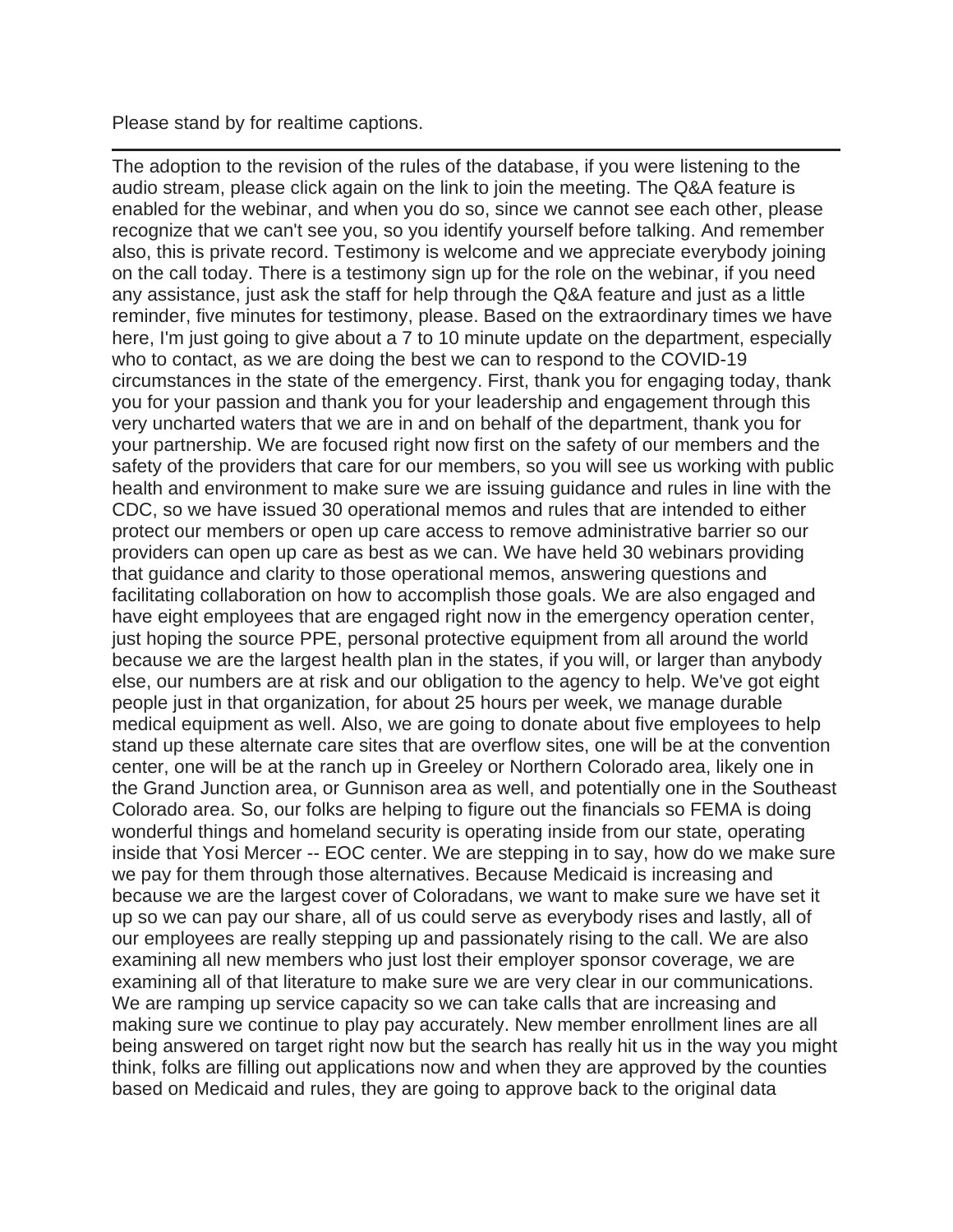Please stand by for realtime captions.

---

The adoption to the revision of the rules of the database, if you were listening to the audio stream, please click again on the link to join the meeting. The Q&A feature is enabled for the webinar, and when you do so, since we cannot see each other, please recognize that we can't see you, so you identify yourself before talking. And remember also, this is private record. Testimony is welcome and we appreciate everybody joining on the call today. There is a testimony sign up for the role on the webinar, if you need any assistance, just ask the staff for help through the Q&A feature and just as a little reminder, five minutes for testimony, please. Based on the extraordinary times we have here, I'm just going to give about a 7 to 10 minute update on the department, especially who to contact, as we are doing the best we can to respond to the COVID-19 circumstances in the state of the emergency. First, thank you for engaging today, thank you for your passion and thank you for your leadership and engagement through this very uncharted waters that we are in and on behalf of the department, thank you for your partnership. We are focused right now first on the safety of our members and the safety of the providers that care for our members, so you will see us working with public health and environment to make sure we are issuing guidance and rules in line with the CDC, so we have issued 30 operational memos and rules that are intended to either protect our members or open up care access to remove administrative barrier so our providers can open up care as best as we can. We have held 30 webinars providing that guidance and clarity to those operational memos, answering questions and facilitating collaboration on how to accomplish those goals. We are also engaged and have eight employees that are engaged right now in the emergency operation center, just hoping the source PPE, personal protective equipment from all around the world because we are the largest health plan in the states, if you will, or larger than anybody else, our numbers are at risk and our obligation to the agency to help. We've got eight people just in that organization, for about 25 hours per week, we manage durable medical equipment as well. Also, we are going to donate about five employees to help stand up these alternate care sites that are overflow sites, one will be at the convention center, one will be at the ranch up in Greeley or Northern Colorado area, likely one in the Grand Junction area, or Gunnison area as well, and potentially one in the Southeast Colorado area. So, our folks are helping to figure out the financials so FEMA is doing wonderful things and homeland security is operating inside from our state, operating inside that Yosi Mercer -- EOC center. We are stepping in to say, how do we make sure we pay for them through those alternatives. Because Medicaid is increasing and because we are the largest cover of Coloradans, we want to make sure we have set it up so we can pay our share, all of us could serve as everybody rises and lastly, all of our employees are really stepping up and passionately rising to the call. We are also examining all new members who just lost their employer sponsor coverage, we are examining all of that literature to make sure we are very clear in our communications. We are ramping up service capacity so we can take calls that are increasing and making sure we continue to play pay accurately. New member enrollment lines are all being answered on target right now but the search has really hit us in the way you might think, folks are filling out applications now and when they are approved by the counties based on Medicaid and rules, they are going to approve back to the original data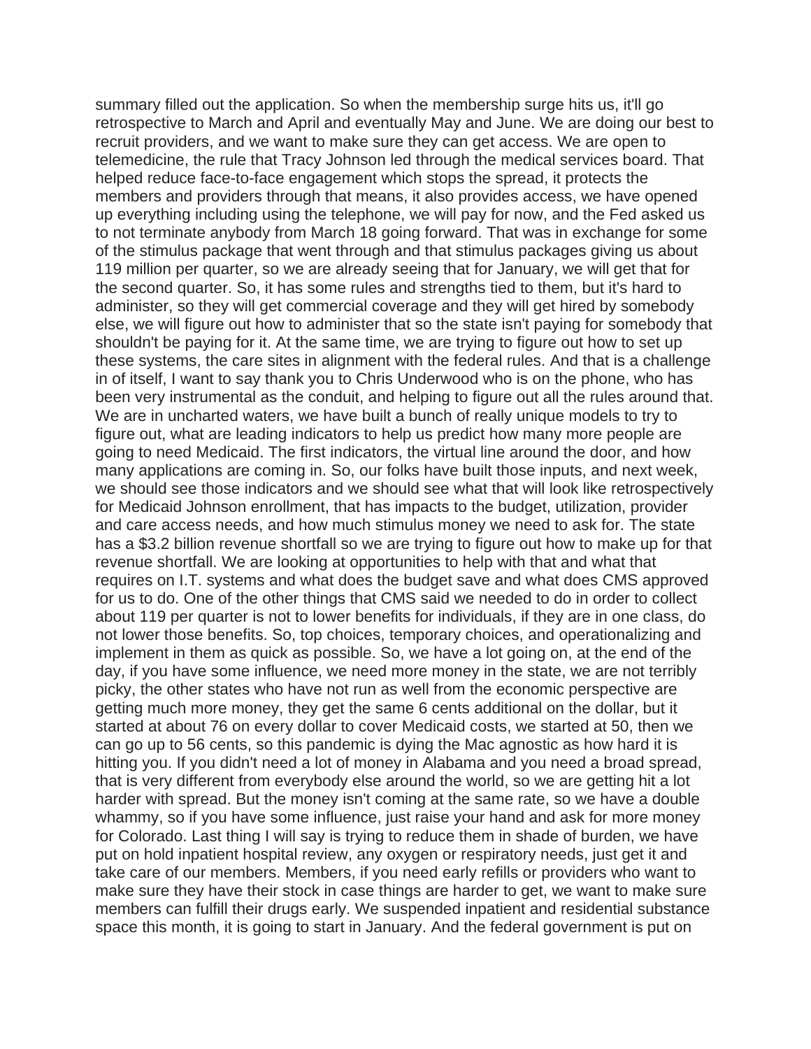summary filled out the application. So when the membership surge hits us, it'll go retrospective to March and April and eventually May and June. We are doing our best to recruit providers, and we want to make sure they can get access. We are open to telemedicine, the rule that Tracy Johnson led through the medical services board. That helped reduce face-to-face engagement which stops the spread, it protects the members and providers through that means, it also provides access, we have opened up everything including using the telephone, we will pay for now, and the Fed asked us to not terminate anybody from March 18 going forward. That was in exchange for some of the stimulus package that went through and that stimulus packages giving us about 119 million per quarter, so we are already seeing that for January, we will get that for the second quarter. So, it has some rules and strengths tied to them, but it's hard to administer, so they will get commercial coverage and they will get hired by somebody else, we will figure out how to administer that so the state isn't paying for somebody that shouldn't be paying for it. At the same time, we are trying to figure out how to set up these systems, the care sites in alignment with the federal rules. And that is a challenge in of itself, I want to say thank you to Chris Underwood who is on the phone, who has been very instrumental as the conduit, and helping to figure out all the rules around that. We are in uncharted waters, we have built a bunch of really unique models to try to figure out, what are leading indicators to help us predict how many more people are going to need Medicaid. The first indicators, the virtual line around the door, and how many applications are coming in. So, our folks have built those inputs, and next week, we should see those indicators and we should see what that will look like retrospectively for Medicaid Johnson enrollment, that has impacts to the budget, utilization, provider and care access needs, and how much stimulus money we need to ask for. The state has a $3.2 billion revenue shortfall so we are trying to figure out how to make up for that revenue shortfall. We are looking at opportunities to help with that and what that requires on I.T. systems and what does the budget save and what does CMS approved for us to do. One of the other things that CMS said we needed to do in order to collect about 119 per quarter is not to lower benefits for individuals, if they are in one class, do not lower those benefits. So, top choices, temporary choices, and operationalizing and implement in them as quick as possible. So, we have a lot going on, at the end of the day, if you have some influence, we need more money in the state, we are not terribly picky, the other states who have not run as well from the economic perspective are getting much more money, they get the same 6 cents additional on the dollar, but it started at about 76 on every dollar to cover Medicaid costs, we started at 50, then we can go up to 56 cents, so this pandemic is dying the Mac agnostic as how hard it is hitting you. If you didn't need a lot of money in Alabama and you need a broad spread, that is very different from everybody else around the world, so we are getting hit a lot harder with spread. But the money isn't coming at the same rate, so we have a double whammy, so if you have some influence, just raise your hand and ask for more money for Colorado. Last thing I will say is trying to reduce them in shade of burden, we have put on hold inpatient hospital review, any oxygen or respiratory needs, just get it and take care of our members. Members, if you need early refills or providers who want to make sure they have their stock in case things are harder to get, we want to make sure members can fulfill their drugs early. We suspended inpatient and residential substance space this month, it is going to start in January. And the federal government is put on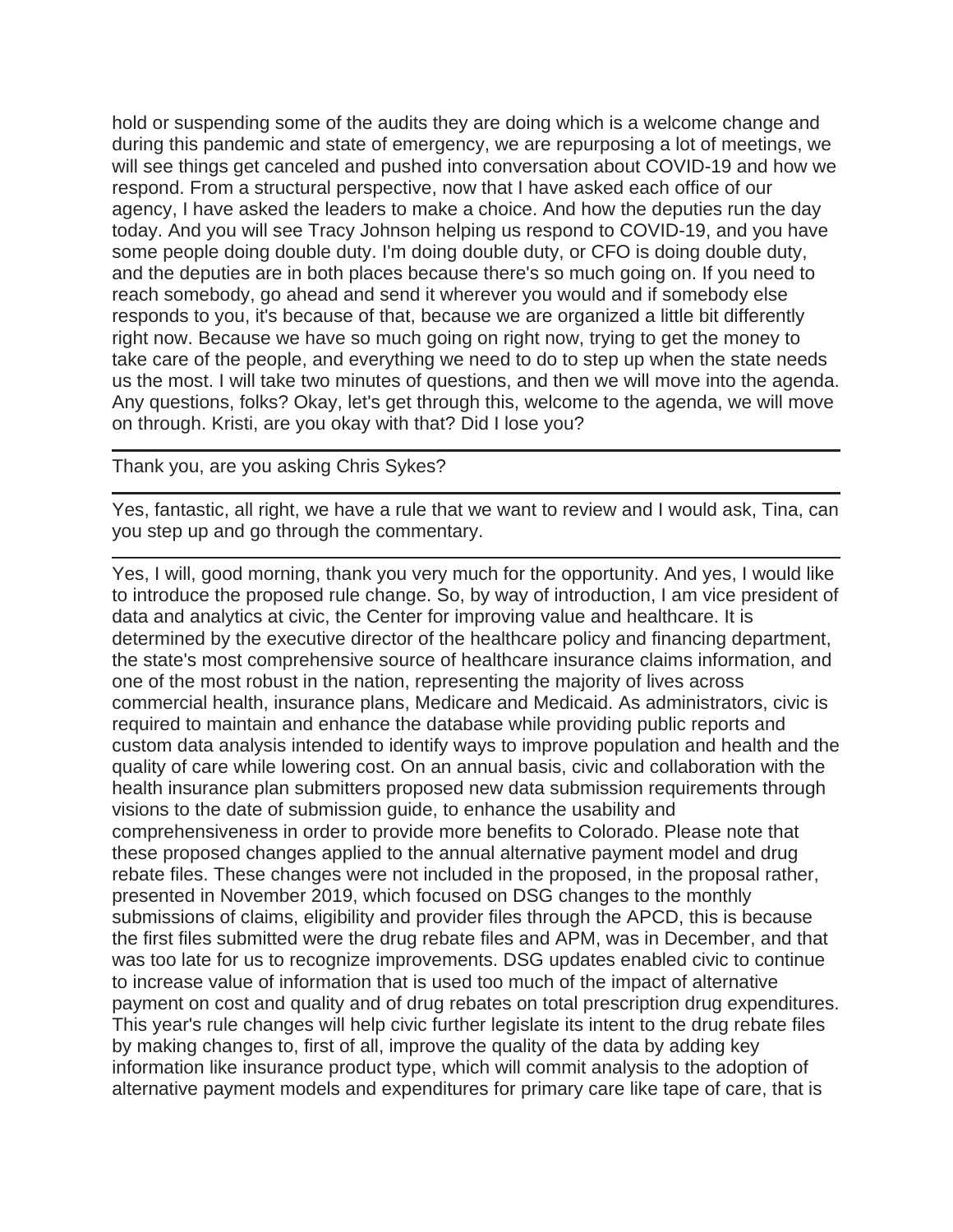hold or suspending some of the audits they are doing which is a welcome change and during this pandemic and state of emergency, we are repurposing a lot of meetings, we will see things get canceled and pushed into conversation about COVID-19 and how we respond. From a structural perspective, now that I have asked each office of our agency, I have asked the leaders to make a choice. And how the deputies run the day today. And you will see Tracy Johnson helping us respond to COVID-19, and you have some people doing double duty. I'm doing double duty, or CFO is doing double duty, and the deputies are in both places because there's so much going on. If you need to reach somebody, go ahead and send it wherever you would and if somebody else responds to you, it's because of that, because we are organized a little bit differently right now. Because we have so much going on right now, trying to get the money to take care of the people, and everything we need to do to step up when the state needs us the most. I will take two minutes of questions, and then we will move into the agenda. Any questions, folks? Okay, let's get through this, welcome to the agenda, we will move on through. Kristi, are you okay with that? Did I lose you?

---

Thank you, are you asking Chris Sykes?

---

Yes, fantastic, all right, we have a rule that we want to review and I would ask, Tina, can you step up and go through the commentary.

---

Yes, I will, good morning, thank you very much for the opportunity. And yes, I would like to introduce the proposed rule change. So, by way of introduction, I am vice president of data and analytics at civic, the Center for improving value and healthcare. It is determined by the executive director of the healthcare policy and financing department, the state's most comprehensive source of healthcare insurance claims information, and one of the most robust in the nation, representing the majority of lives across commercial health, insurance plans, Medicare and Medicaid. As administrators, civic is required to maintain and enhance the database while providing public reports and custom data analysis intended to identify ways to improve population and health and the quality of care while lowering cost. On an annual basis, civic and collaboration with the health insurance plan submitters proposed new data submission requirements through visions to the date of submission guide, to enhance the usability and comprehensiveness in order to provide more benefits to Colorado. Please note that these proposed changes applied to the annual alternative payment model and drug rebate files. These changes were not included in the proposed, in the proposal rather, presented in November 2019, which focused on DSG changes to the monthly submissions of claims, eligibility and provider files through the APCD, this is because the first files submitted were the drug rebate files and APM, was in December, and that was too late for us to recognize improvements. DSG updates enabled civic to continue to increase value of information that is used too much of the impact of alternative payment on cost and quality and of drug rebates on total prescription drug expenditures. This year's rule changes will help civic further legislate its intent to the drug rebate files by making changes to, first of all, improve the quality of the data by adding key information like insurance product type, which will commit analysis to the adoption of alternative payment models and expenditures for primary care like tape of care, that is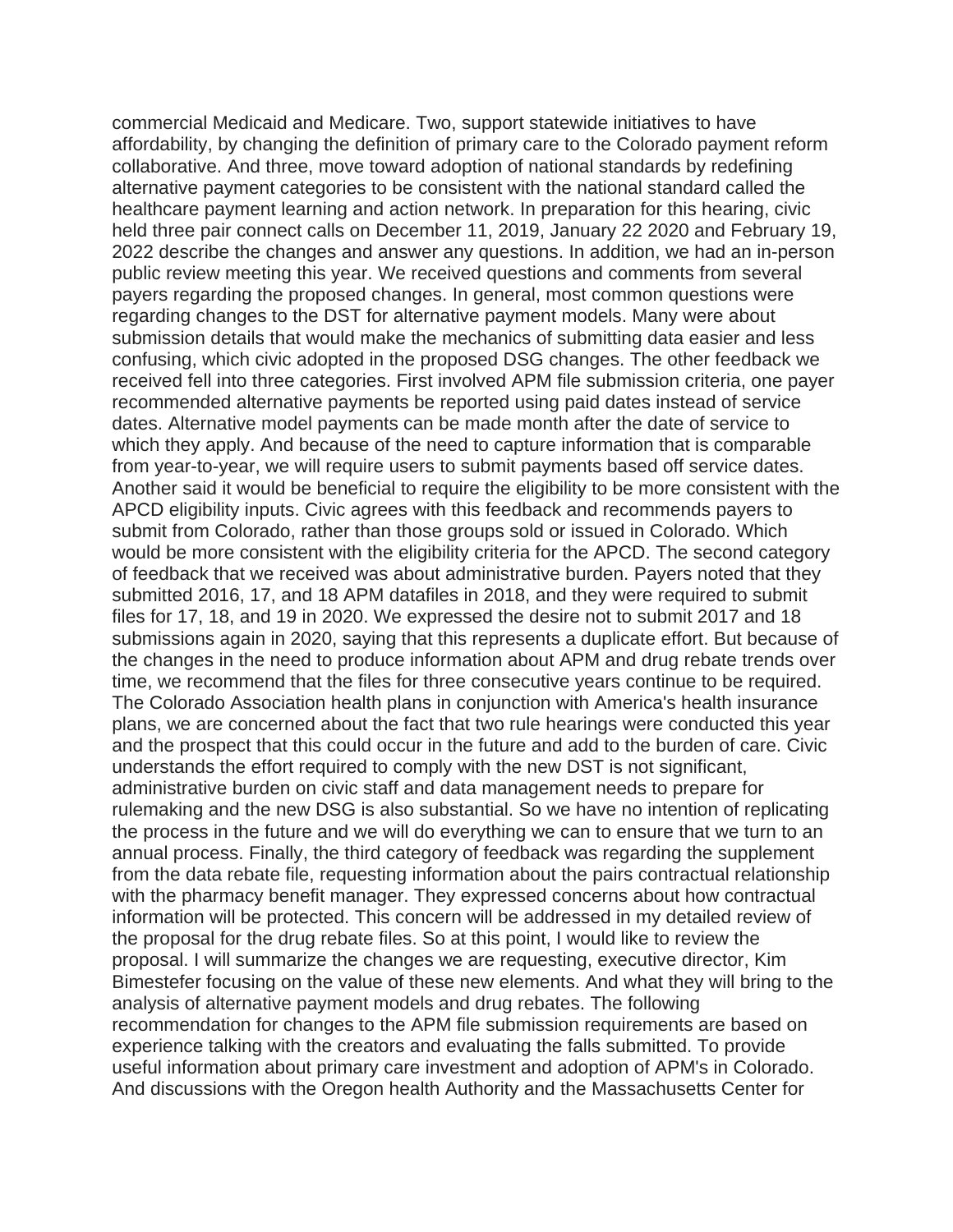commercial Medicaid and Medicare. Two, support statewide initiatives to have affordability, by changing the definition of primary care to the Colorado payment reform collaborative. And three, move toward adoption of national standards by redefining alternative payment categories to be consistent with the national standard called the healthcare payment learning and action network. In preparation for this hearing, civic held three pair connect calls on December 11, 2019, January 22 2020 and February 19, 2022 describe the changes and answer any questions. In addition, we had an in-person public review meeting this year. We received questions and comments from several payers regarding the proposed changes. In general, most common questions were regarding changes to the DST for alternative payment models. Many were about submission details that would make the mechanics of submitting data easier and less confusing, which civic adopted in the proposed DSG changes. The other feedback we received fell into three categories. First involved APM file submission criteria, one payer recommended alternative payments be reported using paid dates instead of service dates. Alternative model payments can be made month after the date of service to which they apply. And because of the need to capture information that is comparable from year-to-year, we will require users to submit payments based off service dates. Another said it would be beneficial to require the eligibility to be more consistent with the APCD eligibility inputs. Civic agrees with this feedback and recommends payers to submit from Colorado, rather than those groups sold or issued in Colorado. Which would be more consistent with the eligibility criteria for the APCD. The second category of feedback that we received was about administrative burden. Payers noted that they submitted 2016, 17, and 18 APM datafiles in 2018, and they were required to submit files for 17, 18, and 19 in 2020. We expressed the desire not to submit 2017 and 18 submissions again in 2020, saying that this represents a duplicate effort. But because of the changes in the need to produce information about APM and drug rebate trends over time, we recommend that the files for three consecutive years continue to be required. The Colorado Association health plans in conjunction with America's health insurance plans, we are concerned about the fact that two rule hearings were conducted this year and the prospect that this could occur in the future and add to the burden of care. Civic understands the effort required to comply with the new DST is not significant, administrative burden on civic staff and data management needs to prepare for rulemaking and the new DSG is also substantial. So we have no intention of replicating the process in the future and we will do everything we can to ensure that we turn to an annual process. Finally, the third category of feedback was regarding the supplement from the data rebate file, requesting information about the pairs contractual relationship with the pharmacy benefit manager. They expressed concerns about how contractual information will be protected. This concern will be addressed in my detailed review of the proposal for the drug rebate files. So at this point, I would like to review the proposal. I will summarize the changes we are requesting, executive director, Kim Bimestefer focusing on the value of these new elements. And what they will bring to the analysis of alternative payment models and drug rebates. The following recommendation for changes to the APM file submission requirements are based on experience talking with the creators and evaluating the falls submitted. To provide useful information about primary care investment and adoption of APM's in Colorado. And discussions with the Oregon health Authority and the Massachusetts Center for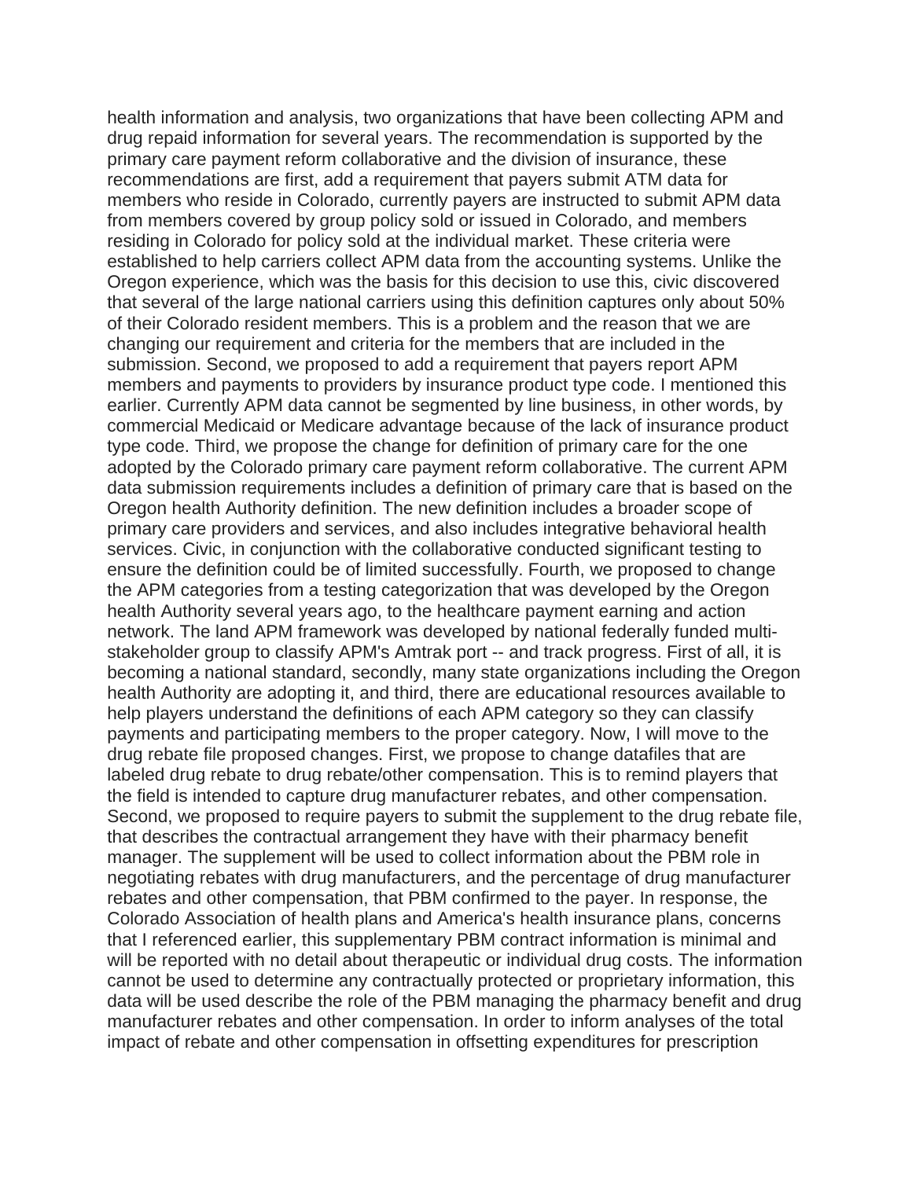health information and analysis, two organizations that have been collecting APM and drug repaid information for several years. The recommendation is supported by the primary care payment reform collaborative and the division of insurance, these recommendations are first, add a requirement that payers submit ATM data for members who reside in Colorado, currently payers are instructed to submit APM data from members covered by group policy sold or issued in Colorado, and members residing in Colorado for policy sold at the individual market. These criteria were established to help carriers collect APM data from the accounting systems. Unlike the Oregon experience, which was the basis for this decision to use this, civic discovered that several of the large national carriers using this definition captures only about 50% of their Colorado resident members. This is a problem and the reason that we are changing our requirement and criteria for the members that are included in the submission. Second, we proposed to add a requirement that payers report APM members and payments to providers by insurance product type code. I mentioned this earlier. Currently APM data cannot be segmented by line business, in other words, by commercial Medicaid or Medicare advantage because of the lack of insurance product type code. Third, we propose the change for definition of primary care for the one adopted by the Colorado primary care payment reform collaborative. The current APM data submission requirements includes a definition of primary care that is based on the Oregon health Authority definition. The new definition includes a broader scope of primary care providers and services, and also includes integrative behavioral health services. Civic, in conjunction with the collaborative conducted significant testing to ensure the definition could be of limited successfully. Fourth, we proposed to change the APM categories from a testing categorization that was developed by the Oregon health Authority several years ago, to the healthcare payment earning and action network. The land APM framework was developed by national federally funded multi-stakeholder group to classify APM's Amtrak port -- and track progress. First of all, it is becoming a national standard, secondly, many state organizations including the Oregon health Authority are adopting it, and third, there are educational resources available to help players understand the definitions of each APM category so they can classify payments and participating members to the proper category. Now, I will move to the drug rebate file proposed changes. First, we propose to change datafiles that are labeled drug rebate to drug rebate/other compensation. This is to remind players that the field is intended to capture drug manufacturer rebates, and other compensation. Second, we proposed to require payers to submit the supplement to the drug rebate file, that describes the contractual arrangement they have with their pharmacy benefit manager. The supplement will be used to collect information about the PBM role in negotiating rebates with drug manufacturers, and the percentage of drug manufacturer rebates and other compensation, that PBM confirmed to the payer. In response, the Colorado Association of health plans and America's health insurance plans, concerns that I referenced earlier, this supplementary PBM contract information is minimal and will be reported with no detail about therapeutic or individual drug costs. The information cannot be used to determine any contractually protected or proprietary information, this data will be used describe the role of the PBM managing the pharmacy benefit and drug manufacturer rebates and other compensation. In order to inform analyses of the total impact of rebate and other compensation in offsetting expenditures for prescription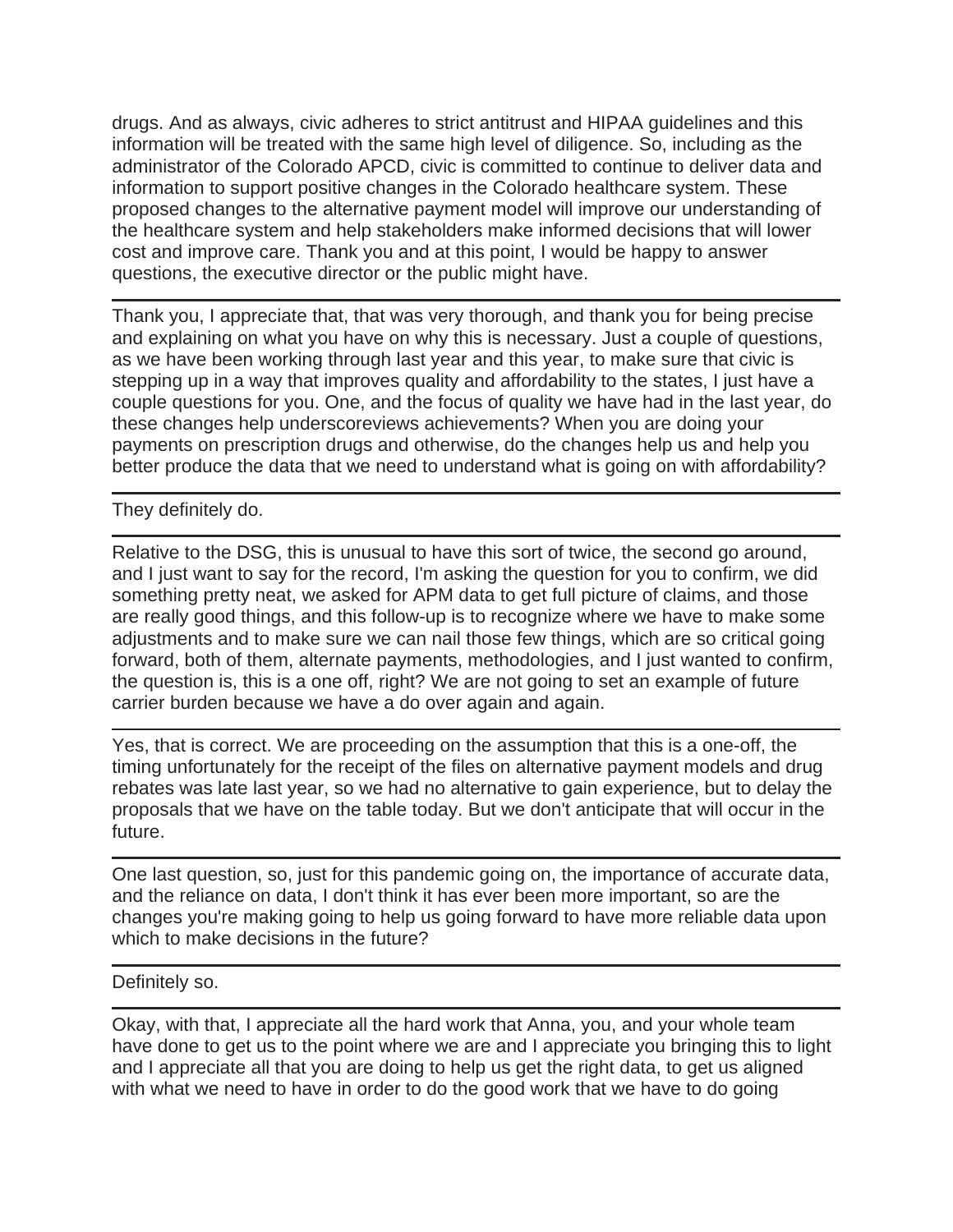drugs. And as always, civic adheres to strict antitrust and HIPAA guidelines and this information will be treated with the same high level of diligence. So, including as the administrator of the Colorado APCD, civic is committed to continue to deliver data and information to support positive changes in the Colorado healthcare system. These proposed changes to the alternative payment model will improve our understanding of the healthcare system and help stakeholders make informed decisions that will lower cost and improve care. Thank you and at this point, I would be happy to answer questions, the executive director or the public might have.

---

Thank you, I appreciate that, that was very thorough, and thank you for being precise and explaining on what you have on why this is necessary. Just a couple of questions, as we have been working through last year and this year, to make sure that civic is stepping up in a way that improves quality and affordability to the states, I just have a couple questions for you. One, and the focus of quality we have had in the last year, do these changes help underscoreviews achievements? When you are doing your payments on prescription drugs and otherwise, do the changes help us and help you better produce the data that we need to understand what is going on with affordability?

---

They definitely do.

---

Relative to the DSG, this is unusual to have this sort of twice, the second go around, and I just want to say for the record, I'm asking the question for you to confirm, we did something pretty neat, we asked for APM data to get full picture of claims, and those are really good things, and this follow-up is to recognize where we have to make some adjustments and to make sure we can nail those few things, which are so critical going forward, both of them, alternate payments, methodologies, and I just wanted to confirm, the question is, this is a one off, right? We are not going to set an example of future carrier burden because we have a do over again and again.

---

Yes, that is correct. We are proceeding on the assumption that this is a one-off, the timing unfortunately for the receipt of the files on alternative payment models and drug rebates was late last year, so we had no alternative to gain experience, but to delay the proposals that we have on the table today. But we don't anticipate that will occur in the future.

---

One last question, so, just for this pandemic going on, the importance of accurate data, and the reliance on data, I don't think it has ever been more important, so are the changes you're making going to help us going forward to have more reliable data upon which to make decisions in the future?

---

Definitely so.

---

Okay, with that, I appreciate all the hard work that Anna, you, and your whole team have done to get us to the point where we are and I appreciate you bringing this to light and I appreciate all that you are doing to help us get the right data, to get us aligned with what we need to have in order to do the good work that we have to do going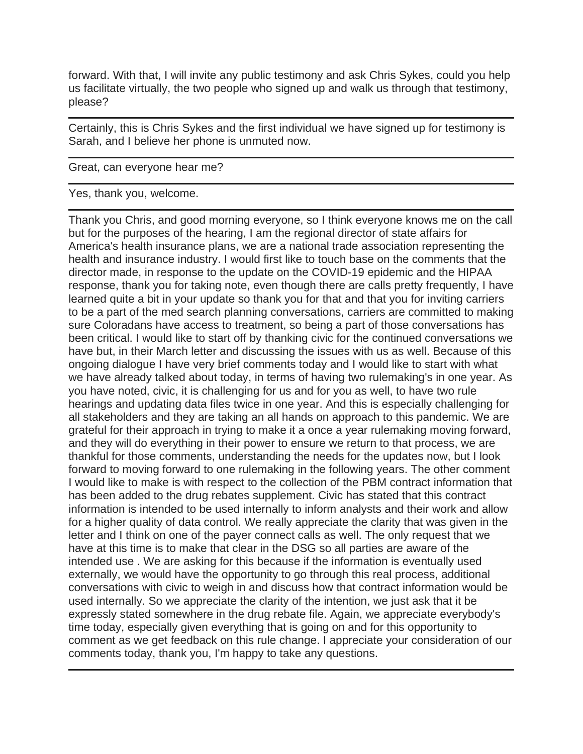forward. With that, I will invite any public testimony and ask Chris Sykes, could you help us facilitate virtually, the two people who signed up and walk us through that testimony, please?

---

Certainly, this is Chris Sykes and the first individual we have signed up for testimony is Sarah, and I believe her phone is unmuted now.

---

Great, can everyone hear me?

---

Yes, thank you, welcome.

---

Thank you Chris, and good morning everyone, so I think everyone knows me on the call but for the purposes of the hearing, I am the regional director of state affairs for America's health insurance plans, we are a national trade association representing the health and insurance industry. I would first like to touch base on the comments that the director made, in response to the update on the COVID-19 epidemic and the HIPAA response, thank you for taking note, even though there are calls pretty frequently, I have learned quite a bit in your update so thank you for that and that you for inviting carriers to be a part of the med search planning conversations, carriers are committed to making sure Coloradans have access to treatment, so being a part of those conversations has been critical. I would like to start off by thanking civic for the continued conversations we have but, in their March letter and discussing the issues with us as well. Because of this ongoing dialogue I have very brief comments today and I would like to start with what we have already talked about today, in terms of having two rulemaking's in one year. As you have noted, civic, it is challenging for us and for you as well, to have two rule hearings and updating data files twice in one year. And this is especially challenging for all stakeholders and they are taking an all hands on approach to this pandemic. We are grateful for their approach in trying to make it a once a year rulemaking moving forward, and they will do everything in their power to ensure we return to that process, we are thankful for those comments, understanding the needs for the updates now, but I look forward to moving forward to one rulemaking in the following years. The other comment I would like to make is with respect to the collection of the PBM contract information that has been added to the drug rebates supplement. Civic has stated that this contract information is intended to be used internally to inform analysts and their work and allow for a higher quality of data control. We really appreciate the clarity that was given in the letter and I think on one of the payer connect calls as well. The only request that we have at this time is to make that clear in the DSG so all parties are aware of the intended use . We are asking for this because if the information is eventually used externally, we would have the opportunity to go through this real process, additional conversations with civic to weigh in and discuss how that contract information would be used internally. So we appreciate the clarity of the intention, we just ask that it be expressly stated somewhere in the drug rebate file. Again, we appreciate everybody's time today, especially given everything that is going on and for this opportunity to comment as we get feedback on this rule change. I appreciate your consideration of our comments today, thank you, I'm happy to take any questions.

---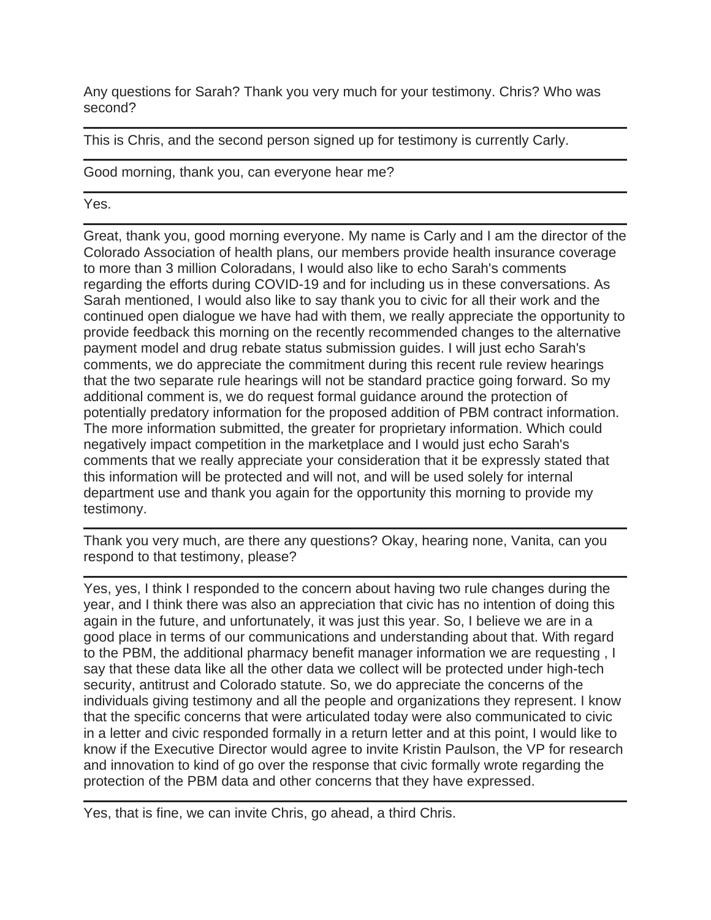Any questions for Sarah? Thank you very much for your testimony. Chris? Who was second?

---

This is Chris, and the second person signed up for testimony is currently Carly.

---

Good morning, thank you, can everyone hear me?

---

Yes.

---

Great, thank you, good morning everyone. My name is Carly and I am the director of the Colorado Association of health plans, our members provide health insurance coverage to more than 3 million Coloradans, I would also like to echo Sarah's comments regarding the efforts during COVID-19 and for including us in these conversations. As Sarah mentioned, I would also like to say thank you to civic for all their work and the continued open dialogue we have had with them, we really appreciate the opportunity to provide feedback this morning on the recently recommended changes to the alternative payment model and drug rebate status submission guides. I will just echo Sarah's comments, we do appreciate the commitment during this recent rule review hearings that the two separate rule hearings will not be standard practice going forward. So my additional comment is, we do request formal guidance around the protection of potentially predatory information for the proposed addition of PBM contract information. The more information submitted, the greater for proprietary information. Which could negatively impact competition in the marketplace and I would just echo Sarah's comments that we really appreciate your consideration that it be expressly stated that this information will be protected and will not, and will be used solely for internal department use and thank you again for the opportunity this morning to provide my testimony.

---

Thank you very much, are there any questions? Okay, hearing none, Vanita, can you respond to that testimony, please?

---

Yes, yes, I think I responded to the concern about having two rule changes during the year, and I think there was also an appreciation that civic has no intention of doing this again in the future, and unfortunately, it was just this year. So, I believe we are in a good place in terms of our communications and understanding about that. With regard to the PBM, the additional pharmacy benefit manager information we are requesting , I say that these data like all the other data we collect will be protected under high-tech security, antitrust and Colorado statute. So, we do appreciate the concerns of the individuals giving testimony and all the people and organizations they represent. I know that the specific concerns that were articulated today were also communicated to civic in a letter and civic responded formally in a return letter and at this point, I would like to know if the Executive Director would agree to invite Kristin Paulson, the VP for research and innovation to kind of go over the response that civic formally wrote regarding the protection of the PBM data and other concerns that they have expressed.

---

Yes, that is fine, we can invite Chris, go ahead, a third Chris.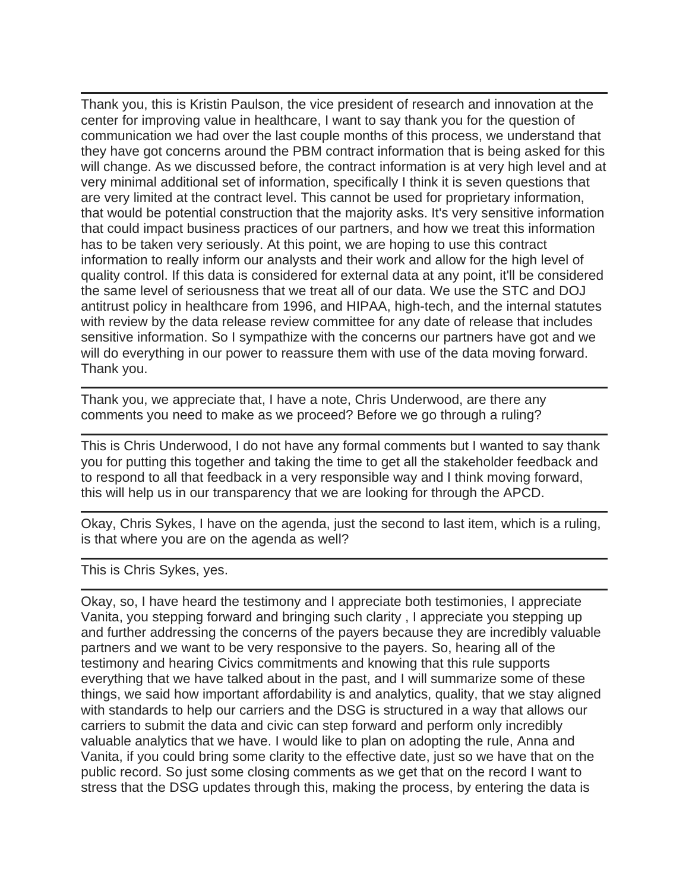Thank you, this is Kristin Paulson, the vice president of research and innovation at the center for improving value in healthcare, I want to say thank you for the question of communication we had over the last couple months of this process, we understand that they have got concerns around the PBM contract information that is being asked for this will change. As we discussed before, the contract information is at very high level and at very minimal additional set of information, specifically I think it is seven questions that are very limited at the contract level. This cannot be used for proprietary information, that would be potential construction that the majority asks. It's very sensitive information that could impact business practices of our partners, and how we treat this information has to be taken very seriously. At this point, we are hoping to use this contract information to really inform our analysts and their work and allow for the high level of quality control. If this data is considered for external data at any point, it'll be considered the same level of seriousness that we treat all of our data. We use the STC and DOJ antitrust policy in healthcare from 1996, and HIPAA, high-tech, and the internal statutes with review by the data release review committee for any date of release that includes sensitive information. So I sympathize with the concerns our partners have got and we will do everything in our power to reassure them with use of the data moving forward. Thank you.

---

Thank you, we appreciate that, I have a note, Chris Underwood, are there any comments you need to make as we proceed? Before we go through a ruling?

---

This is Chris Underwood, I do not have any formal comments but I wanted to say thank you for putting this together and taking the time to get all the stakeholder feedback and to respond to all that feedback in a very responsible way and I think moving forward, this will help us in our transparency that we are looking for through the APCD.

---

Okay, Chris Sykes, I have on the agenda, just the second to last item, which is a ruling, is that where you are on the agenda as well?

---

This is Chris Sykes, yes.

---

Okay, so, I have heard the testimony and I appreciate both testimonies, I appreciate Vanita, you stepping forward and bringing such clarity , I appreciate you stepping up and further addressing the concerns of the payers because they are incredibly valuable partners and we want to be very responsive to the payers. So, hearing all of the testimony and hearing Civics commitments and knowing that this rule supports everything that we have talked about in the past, and I will summarize some of these things, we said how important affordability is and analytics, quality, that we stay aligned with standards to help our carriers and the DSG is structured in a way that allows our carriers to submit the data and civic can step forward and perform only incredibly valuable analytics that we have. I would like to plan on adopting the rule, Anna and Vanita, if you could bring some clarity to the effective date, just so we have that on the public record. So just some closing comments as we get that on the record I want to stress that the DSG updates through this, making the process, by entering the data is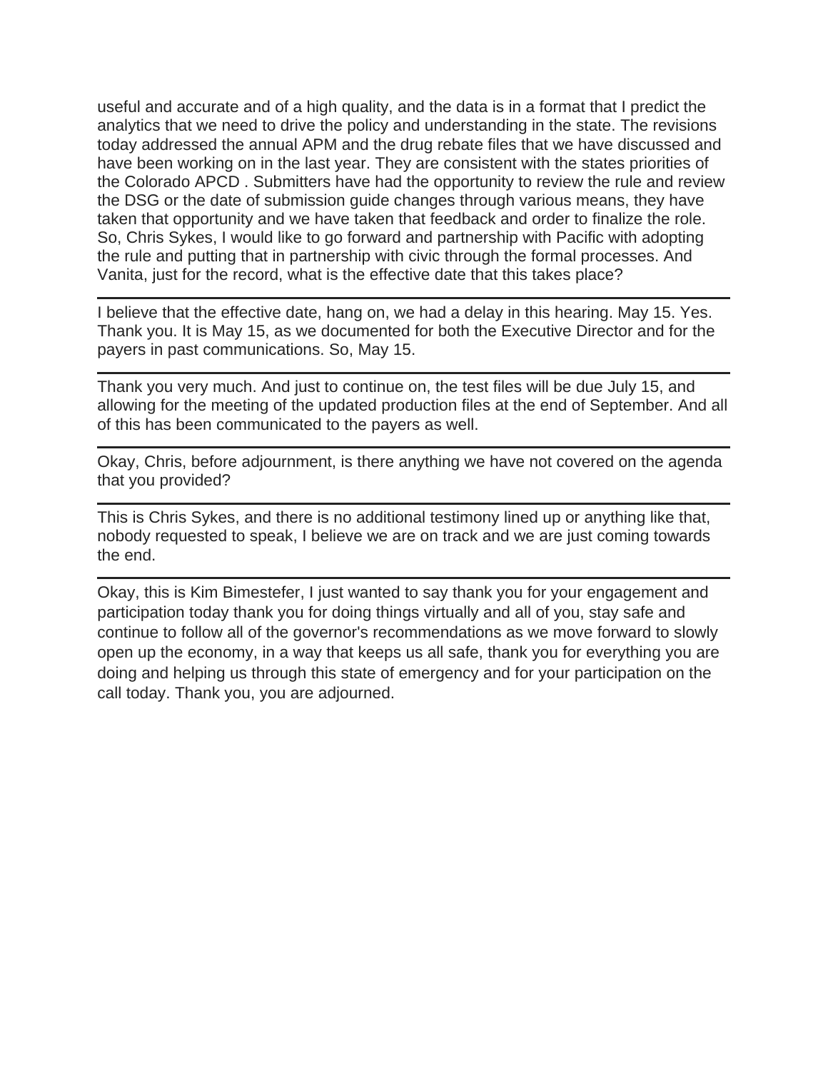useful and accurate and of a high quality, and the data is in a format that I predict the analytics that we need to drive the policy and understanding in the state. The revisions today addressed the annual APM and the drug rebate files that we have discussed and have been working on in the last year. They are consistent with the states priorities of the Colorado APCD . Submitters have had the opportunity to review the rule and review the DSG or the date of submission guide changes through various means, they have taken that opportunity and we have taken that feedback and order to finalize the role. So, Chris Sykes, I would like to go forward and partnership with Pacific with adopting the rule and putting that in partnership with civic through the formal processes. And Vanita, just for the record, what is the effective date that this takes place?

---

I believe that the effective date, hang on, we had a delay in this hearing. May 15. Yes. Thank you. It is May 15, as we documented for both the Executive Director and for the payers in past communications. So, May 15.

---

Thank you very much. And just to continue on, the test files will be due July 15, and allowing for the meeting of the updated production files at the end of September. And all of this has been communicated to the payers as well.

---

Okay, Chris, before adjournment, is there anything we have not covered on the agenda that you provided?

---

This is Chris Sykes, and there is no additional testimony lined up or anything like that, nobody requested to speak, I believe we are on track and we are just coming towards the end.

---

Okay, this is Kim Bimestefer, I just wanted to say thank you for your engagement and participation today thank you for doing things virtually and all of you, stay safe and continue to follow all of the governor's recommendations as we move forward to slowly open up the economy, in a way that keeps us all safe, thank you for everything you are doing and helping us through this state of emergency and for your participation on the call today. Thank you, you are adjourned.